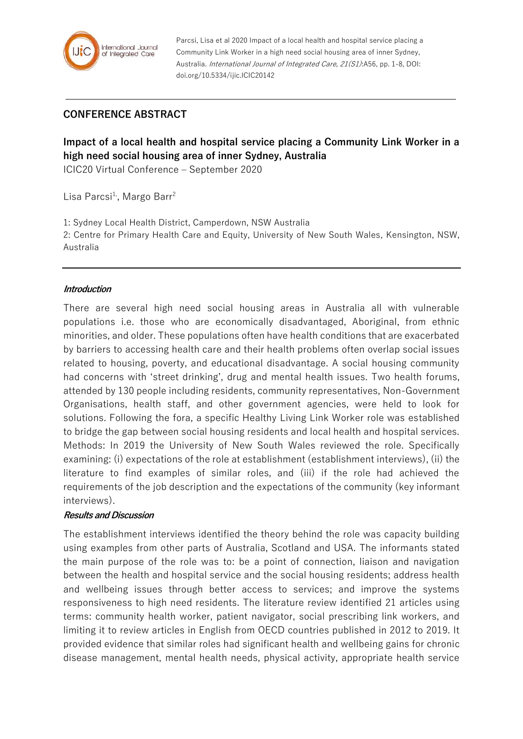Parcsi, Lisa et al 2020 Impact of a local health and hospital service placing a Community Link Worker in a high need social housing area of inner Sydney, Australia. *International Journal of Integrated Care, 21(S1)*:A56, pp. 1-8, DOI: doi.org/10.5334/ijic.ICIC20142

## CONFERENCE ABSTRACT

# Impact of a local health and hospital service placing a Community Link Worker in a high need social housing area of inner Sydney, Australia

ICIC20 Virtual Conference – September 2020

Lisa Parcsi[1], Margo Barr[2]

1: Sydney Local Health District, Camperdown, NSW Australia
2: Centre for Primary Health Care and Equity, University of New South Wales, Kensington, NSW, Australia

### *Introduction*

There are several high need social housing areas in Australia all with vulnerable populations i.e. those who are economically disadvantaged, Aboriginal, from ethnic minorities, and older. These populations often have health conditions that are exacerbated by barriers to accessing health care and their health problems often overlap social issues related to housing, poverty, and educational disadvantage. A social housing community had concerns with 'street drinking', drug and mental health issues. Two health forums, attended by 130 people including residents, community representatives, Non-Government Organisations, health staff, and other government agencies, were held to look for solutions. Following the fora, a specific Healthy Living Link Worker role was established to bridge the gap between social housing residents and local health and hospital services. Methods: In 2019 the University of New South Wales reviewed the role. Specifically examining: (i) expectations of the role at establishment (establishment interviews), (ii) the literature to find examples of similar roles, and (iii) if the role had achieved the requirements of the job description and the expectations of the community (key informant interviews).

### *Results and Discussion*

The establishment interviews identified the theory behind the role was capacity building using examples from other parts of Australia, Scotland and USA. The informants stated the main purpose of the role was to: be a point of connection, liaison and navigation between the health and hospital service and the social housing residents; address health and wellbeing issues through better access to services; and improve the systems responsiveness to high need residents. The literature review identified 21 articles using terms: community health worker, patient navigator, social prescribing link workers, and limiting it to review articles in English from OECD countries published in 2012 to 2019. It provided evidence that similar roles had significant health and wellbeing gains for chronic disease management, mental health needs, physical activity, appropriate health service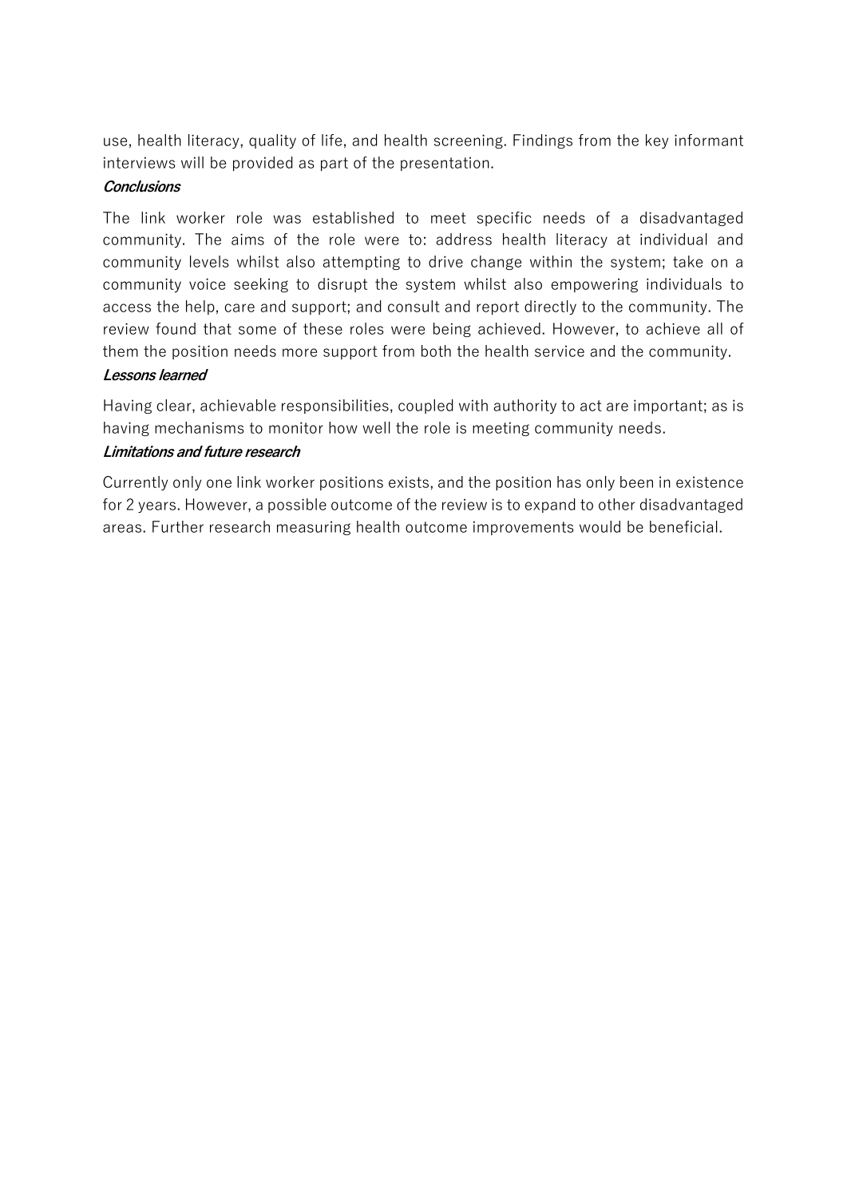use, health literacy, quality of life, and health screening. Findings from the key informant interviews will be provided as part of the presentation.

***Conclusions***

The link worker role was established to meet specific needs of a disadvantaged community. The aims of the role were to: address health literacy at individual and community levels whilst also attempting to drive change within the system; take on a community voice seeking to disrupt the system whilst also empowering individuals to access the help, care and support; and consult and report directly to the community. The review found that some of these roles were being achieved. However, to achieve all of them the position needs more support from both the health service and the community.

***Lessons learned***

Having clear, achievable responsibilities, coupled with authority to act are important; as is having mechanisms to monitor how well the role is meeting community needs.

***Limitations and future research***

Currently only one link worker positions exists, and the position has only been in existence for 2 years. However, a possible outcome of the review is to expand to other disadvantaged areas. Further research measuring health outcome improvements would be beneficial.